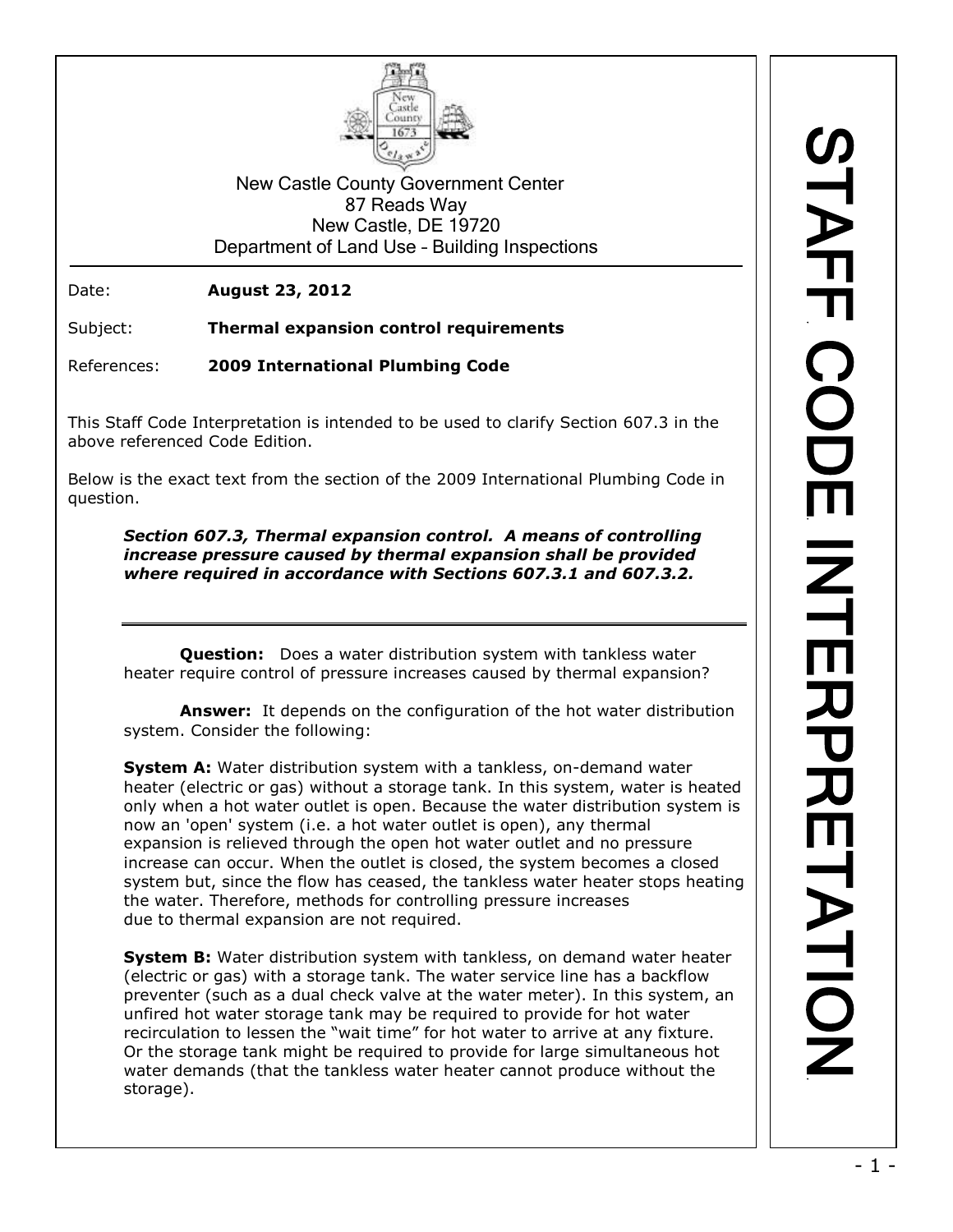New Castle County Government Center
87 Reads Way
New Castle, DE 19720
Department of Land Use – Building Inspections

# STAFF CODE INTERPRETATION

Date: **August 23, 2012**

Subject: **Thermal expansion control requirements**

References: **2009 International Plumbing Code**

This Staff Code Interpretation is intended to be used to clarify Section 607.3 in the above referenced Code Edition.

Below is the exact text from the section of the 2009 International Plumbing Code in question.

> ***Section 607.3, Thermal expansion control. A means of controlling increase pressure caused by thermal expansion shall be provided where required in accordance with Sections 607.3.1 and 607.3.2.***

---

**Question:** Does a water distribution system with tankless water heater require control of pressure increases caused by thermal expansion?

**Answer:** It depends on the configuration of the hot water distribution system. Consider the following:

**System A:** Water distribution system with a tankless, on-demand water heater (electric or gas) without a storage tank. In this system, water is heated only when a hot water outlet is open. Because the water distribution system is now an 'open' system (i.e. a hot water outlet is open), any thermal expansion is relieved through the open hot water outlet and no pressure increase can occur. When the outlet is closed, the system becomes a closed system but, since the flow has ceased, the tankless water heater stops heating the water. Therefore, methods for controlling pressure increases due to thermal expansion are not required.

**System B:** Water distribution system with tankless, on demand water heater (electric or gas) with a storage tank. The water service line has a backflow preventer (such as a dual check valve at the water meter). In this system, an unfired hot water storage tank may be required to provide for hot water recirculation to lessen the "wait time" for hot water to arrive at any fixture. Or the storage tank might be required to provide for large simultaneous hot water demands (that the tankless water heater cannot produce without the storage).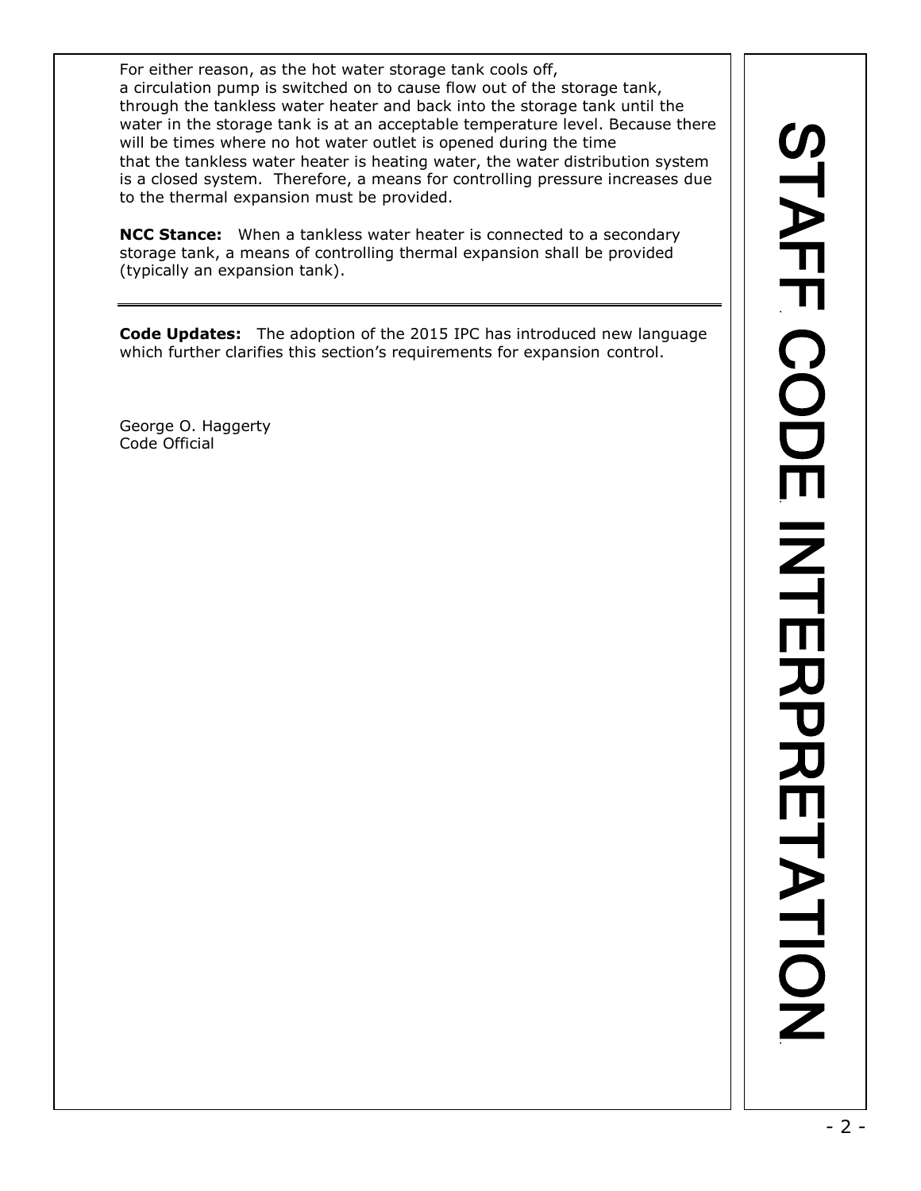For either reason, as the hot water storage tank cools off, a circulation pump is switched on to cause flow out of the storage tank, through the tankless water heater and back into the storage tank until the water in the storage tank is at an acceptable temperature level. Because there will be times where no hot water outlet is opened during the time that the tankless water heater is heating water, the water distribution system is a closed system. Therefore, a means for controlling pressure increases due to the thermal expansion must be provided.

**NCC Stance:** When a tankless water heater is connected to a secondary storage tank, a means of controlling thermal expansion shall be provided (typically an expansion tank).

---

**Code Updates:** The adoption of the 2015 IPC has introduced new language which further clarifies this section's requirements for expansion control.

George O. Haggerty
Code Official

STAFF CODE INTERPRETATION